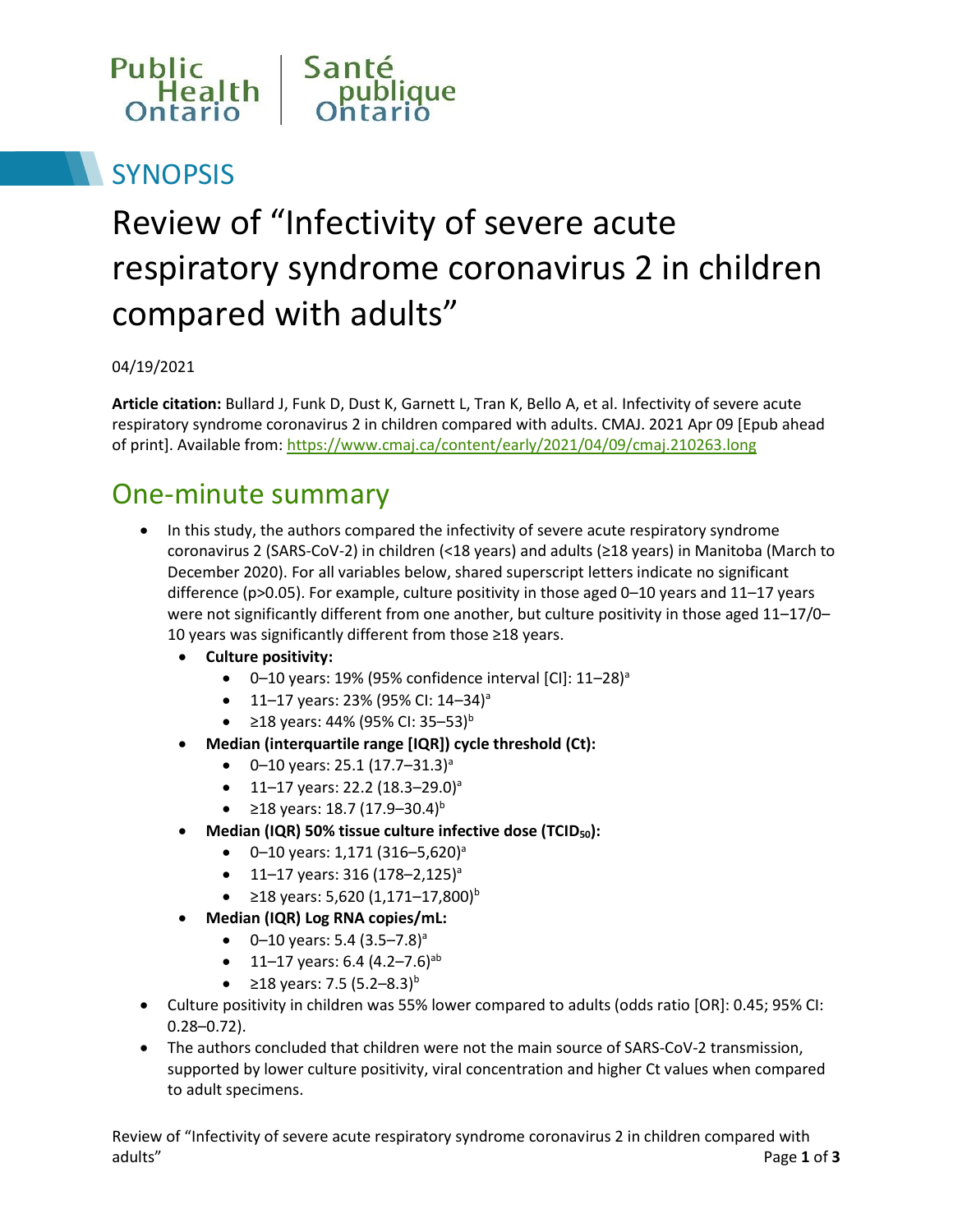Public Health Ontario | Santé publique Ontario

## SYNOPSIS

# Review of "Infectivity of severe acute respiratory syndrome coronavirus 2 in children compared with adults"

04/19/2021

**Article citation:** Bullard J, Funk D, Dust K, Garnett L, Tran K, Bello A, et al. Infectivity of severe acute respiratory syndrome coronavirus 2 in children compared with adults. CMAJ. 2021 Apr 09 [Epub ahead of print]. Available from: https://www.cmaj.ca/content/early/2021/04/09/cmaj.210263.long

## One-minute summary

- In this study, the authors compared the infectivity of severe acute respiratory syndrome coronavirus 2 (SARS-CoV-2) in children (<18 years) and adults (≥18 years) in Manitoba (March to December 2020). For all variables below, shared superscript letters indicate no significant difference (p>0.05). For example, culture positivity in those aged 0–10 years and 11–17 years were not significantly different from one another, but culture positivity in those aged 11–17/0–10 years was significantly different from those ≥18 years.
  - **Culture positivity:**
    - 0–10 years: 19% (95% confidence interval [CI]: 11–28)[a]
    - 11–17 years: 23% (95% CI: 14–34)[a]
    - ≥18 years: 44% (95% CI: 35–53)[b]
  - **Median (interquartile range [IQR]) cycle threshold (Ct):**
    - 0–10 years: 25.1 (17.7–31.3)[a]
    - 11–17 years: 22.2 (18.3–29.0)[a]
    - ≥18 years: 18.7 (17.9–30.4)[b]
  - **Median (IQR) 50% tissue culture infective dose ($TCID_{50}$):**
    - 0–10 years: 1,171 (316–5,620)[a]
    - 11–17 years: 316 (178–2,125)[a]
    - ≥18 years: 5,620 (1,171–17,800)[b]
  - **Median (IQR) Log RNA copies/mL:**
    - 0–10 years: 5.4 (3.5–7.8)[a]
    - 11–17 years: 6.4 (4.2–7.6)[ab]
    - ≥18 years: 7.5 (5.2–8.3)[b]
- Culture positivity in children was 55% lower compared to adults (odds ratio [OR]: 0.45; 95% CI: 0.28–0.72).
- The authors concluded that children were not the main source of SARS-CoV-2 transmission, supported by lower culture positivity, viral concentration and higher Ct values when compared to adult specimens.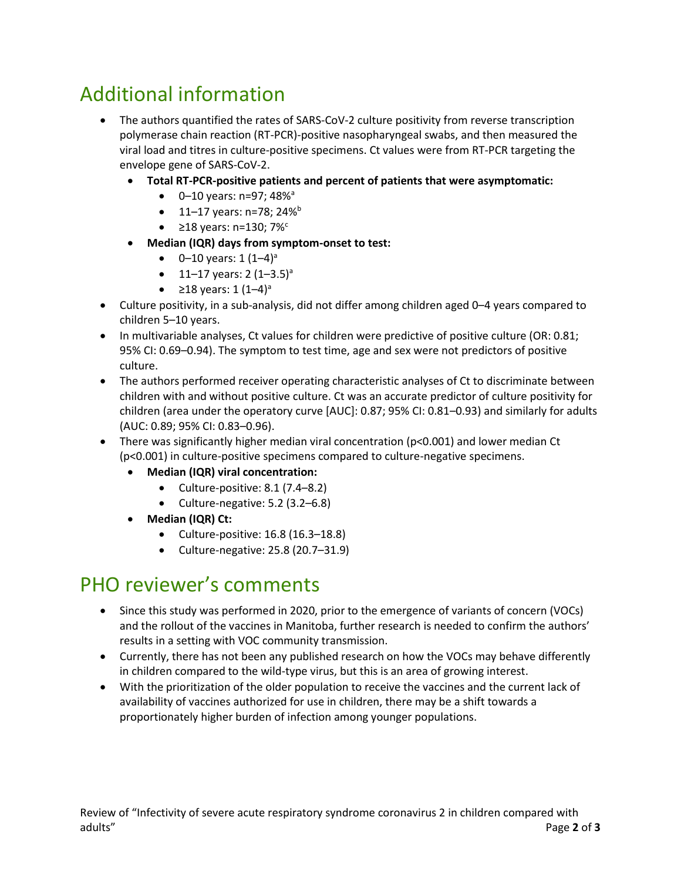## Additional information

- The authors quantified the rates of SARS-CoV-2 culture positivity from reverse transcription polymerase chain reaction (RT-PCR)-positive nasopharyngeal swabs, and then measured the viral load and titres in culture-positive specimens. Ct values were from RT-PCR targeting the envelope gene of SARS-CoV-2.
    - **Total RT-PCR-positive patients and percent of patients that were asymptomatic:**
        - 0–10 years: n=97; 48%[a]
        - 11–17 years: n=78; 24%[b]
        - ≥18 years: n=130; 7%[c]
    - **Median (IQR) days from symptom-onset to test:**
        - 0–10 years: 1 (1–4)[a]
        - 11–17 years: 2 (1–3.5)[a]
        - ≥18 years: 1 (1–4)[a]
- Culture positivity, in a sub-analysis, did not differ among children aged 0–4 years compared to children 5–10 years.
- In multivariable analyses, Ct values for children were predictive of positive culture (OR: 0.81; 95% CI: 0.69–0.94). The symptom to test time, age and sex were not predictors of positive culture.
- The authors performed receiver operating characteristic analyses of Ct to discriminate between children with and without positive culture. Ct was an accurate predictor of culture positivity for children (area under the operatory curve [AUC]: 0.87; 95% CI: 0.81–0.93) and similarly for adults (AUC: 0.89; 95% CI: 0.83–0.96).
- There was significantly higher median viral concentration ($p<0.001$) and lower median Ct ($p<0.001$) in culture-positive specimens compared to culture-negative specimens.
    - **Median (IQR) viral concentration:**
        - Culture-positive: 8.1 (7.4–8.2)
        - Culture-negative: 5.2 (3.2–6.8)
    - **Median (IQR) Ct:**
        - Culture-positive: 16.8 (16.3–18.8)
        - Culture-negative: 25.8 (20.7–31.9)

## PHO reviewer's comments

- Since this study was performed in 2020, prior to the emergence of variants of concern (VOCs) and the rollout of the vaccines in Manitoba, further research is needed to confirm the authors' results in a setting with VOC community transmission.
- Currently, there has not been any published research on how the VOCs may behave differently in children compared to the wild-type virus, but this is an area of growing interest.
- With the prioritization of the older population to receive the vaccines and the current lack of availability of vaccines authorized for use in children, there may be a shift towards a proportionately higher burden of infection among younger populations.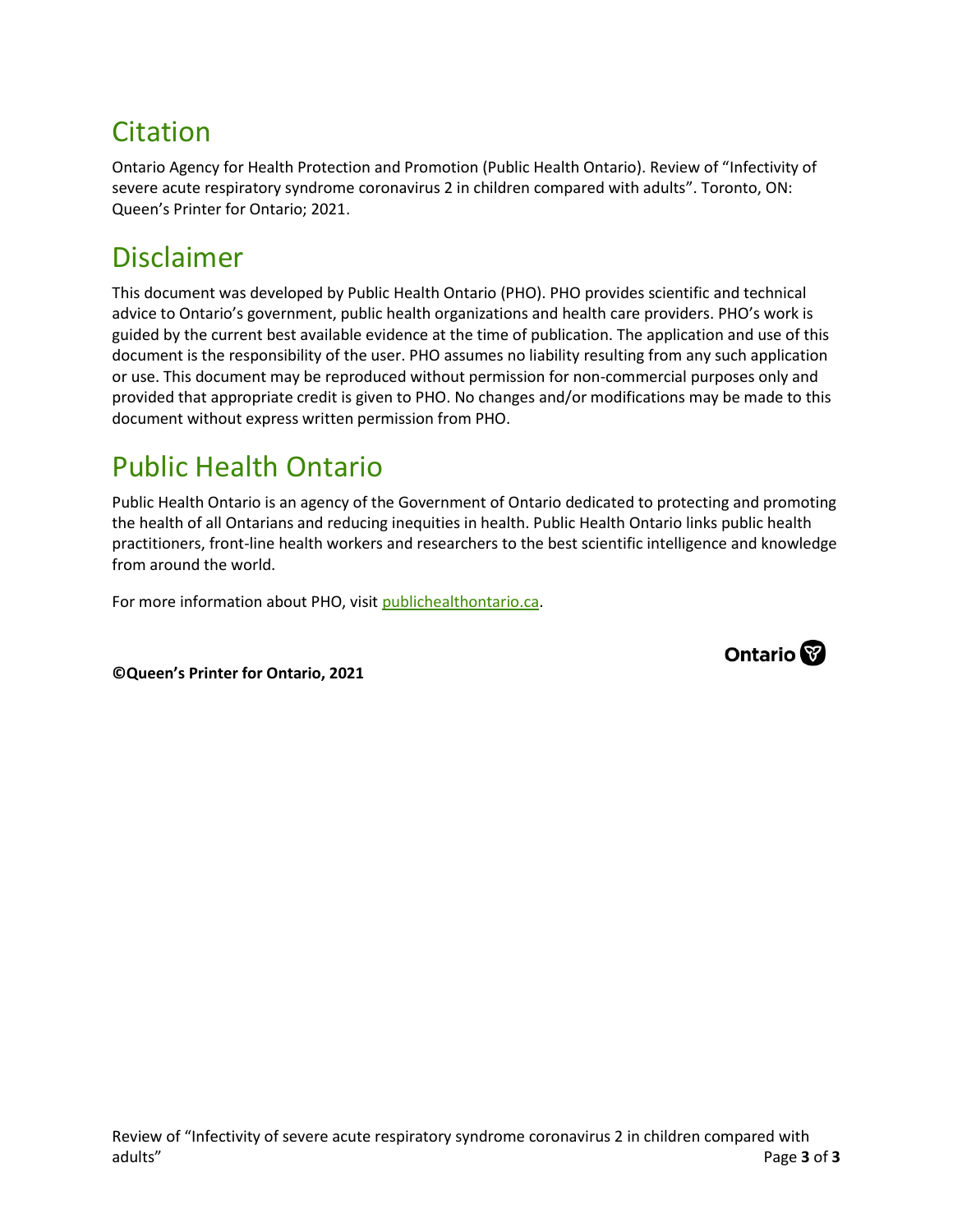## Citation

Ontario Agency for Health Protection and Promotion (Public Health Ontario). Review of "Infectivity of severe acute respiratory syndrome coronavirus 2 in children compared with adults". Toronto, ON: Queen's Printer for Ontario; 2021.

## Disclaimer

This document was developed by Public Health Ontario (PHO). PHO provides scientific and technical advice to Ontario's government, public health organizations and health care providers. PHO's work is guided by the current best available evidence at the time of publication. The application and use of this document is the responsibility of the user. PHO assumes no liability resulting from any such application or use. This document may be reproduced without permission for non-commercial purposes only and provided that appropriate credit is given to PHO. No changes and/or modifications may be made to this document without express written permission from PHO.

## Public Health Ontario

Public Health Ontario is an agency of the Government of Ontario dedicated to protecting and promoting the health of all Ontarians and reducing inequities in health. Public Health Ontario links public health practitioners, front-line health workers and researchers to the best scientific intelligence and knowledge from around the world.

For more information about PHO, visit [publichealthontario.ca](publichealthontario.ca).

**©Queen's Printer for Ontario, 2021**

Ontario